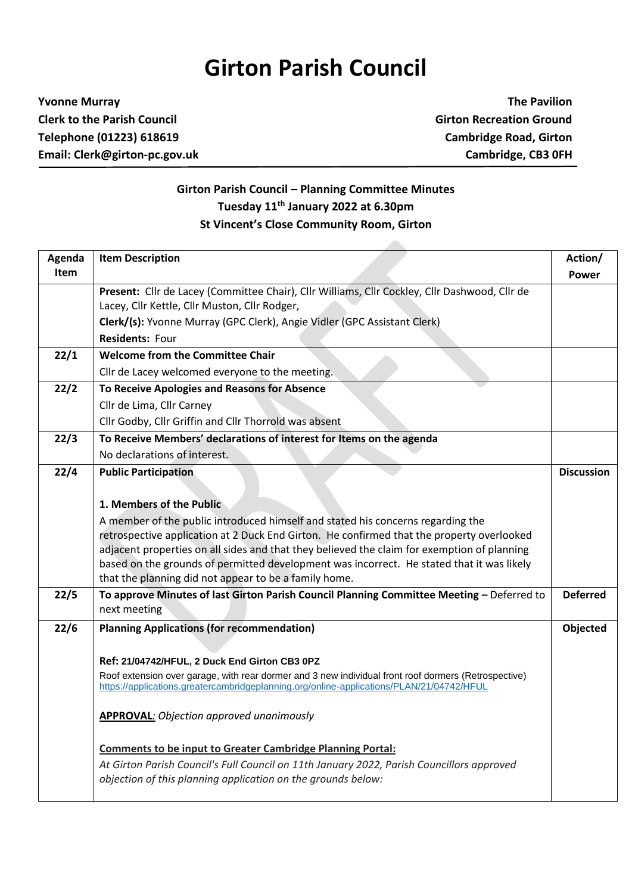# Girton Parish Council

**Yvonne Murray**
**Clerk to the Parish Council**
**Telephone (01223) 618619**
**Email: Clerk@girton-pc.gov.uk**

**The Pavilion**
**Girton Recreation Ground**
**Cambridge Road, Girton**
**Cambridge, CB3 0FH**

## Girton Parish Council – Planning Committee Minutes
### Tuesday 11th January 2022 at 6.30pm
### St Vincent's Close Community Room, Girton

| Agenda Item | Item Description | Action/ Power |
|---|---|---|
| | **Present:** Cllr de Lacey (Committee Chair), Cllr Williams, Cllr Cockley, Cllr Dashwood, Cllr de Lacey, Cllr Kettle, Cllr Muston, Cllr Rodger,<br>**Clerk/(s):** Yvonne Murray (GPC Clerk), Angie Vidler (GPC Assistant Clerk)<br>**Residents:** Four | |
| **22/1** | **Welcome from the Committee Chair**<br>Cllr de Lacey welcomed everyone to the meeting. | |
| **22/2** | **To Receive Apologies and Reasons for Absence**<br>Cllr de Lima, Cllr Carney<br>Cllr Godby, Cllr Griffin and Cllr Thorrold was absent | |
| **22/3** | **To Receive Members' declarations of interest for Items on the agenda**<br>No declarations of interest. | |
| **22/4** | **Public Participation**<br><br>**1. Members of the Public**<br>A member of the public introduced himself and stated his concerns regarding the retrospective application at 2 Duck End Girton. He confirmed that the property overlooked adjacent properties on all sides and that they believed the claim for exemption of planning based on the grounds of permitted development was incorrect. He stated that it was likely that the planning did not appear to be a family home. | **Discussion** |
| **22/5** | **To approve Minutes of last Girton Parish Council Planning Committee Meeting –** Deferred to next meeting | **Deferred** |
| **22/6** | **Planning Applications (for recommendation)**<br><br>**Ref: 21/04742/HFUL, 2 Duck End Girton CB3 0PZ**<br>Roof extension over garage, with rear dormer and 3 new individual front roof dormers (Retrospective)<br>https://applications.greatercambridgeplanning.org/online-applications/PLAN/21/04742/HFUL<br><br>**<u>APPROVAL</u>**: *Objection approved unanimously*<br><br>**<u>Comments to be input to Greater Cambridge Planning Portal:</u>**<br>*At Girton Parish Council's Full Council on 11th January 2022, Parish Councillors approved objection of this planning application on the grounds below:* | **Objected** |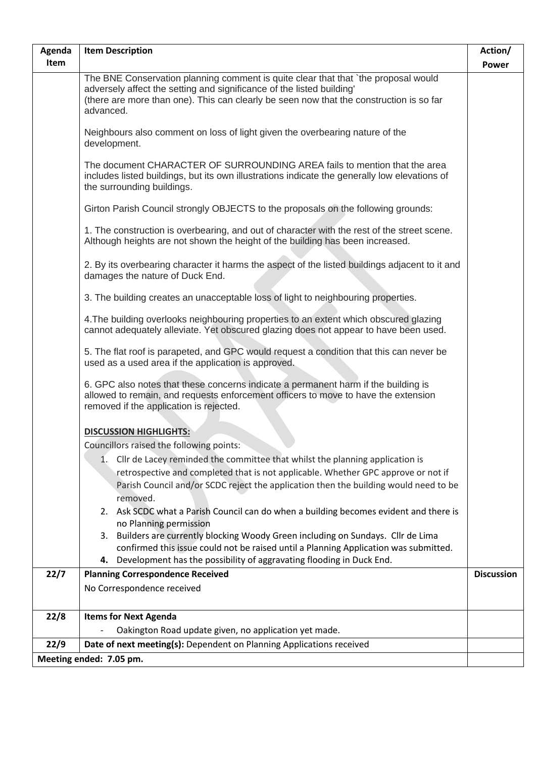| Agenda Item | Item Description | Action/ Power |
|---|---|---|
| | The BNE Conservation planning comment is quite clear that that `the proposal would adversely affect the setting and significance of the listed building' (there are more than one). This can clearly be seen now that the construction is so far advanced.<br><br>Neighbours also comment on loss of light given the overbearing nature of the development.<br><br>The document CHARACTER OF SURROUNDING AREA fails to mention that the area includes listed buildings, but its own illustrations indicate the generally low elevations of the surrounding buildings.<br><br>Girton Parish Council strongly OBJECTS to the proposals on the following grounds:<br><br>1. The construction is overbearing, and out of character with the rest of the street scene. Although heights are not shown the height of the building has been increased.<br><br>2. By its overbearing character it harms the aspect of the listed buildings adjacent to it and damages the nature of Duck End.<br><br>3. The building creates an unacceptable loss of light to neighbouring properties.<br><br>4.The building overlooks neighbouring properties to an extent which obscured glazing cannot adequately alleviate. Yet obscured glazing does not appear to have been used.<br><br>5. The flat roof is parapeted, and GPC would request a condition that this can never be used as a used area if the application is approved.<br><br>6. GPC also notes that these concerns indicate a permanent harm if the building is allowed to remain, and requests enforcement officers to move to have the extension removed if the application is rejected.<br><br>**DISCUSSION HIGHLIGHTS:**<br>Councillors raised the following points:<br>1. Cllr de Lacey reminded the committee that whilst the planning application is retrospective and completed that is not applicable. Whether GPC approve or not if Parish Council and/or SCDC reject the application then the building would need to be removed.<br>2. Ask SCDC what a Parish Council can do when a building becomes evident and there is no Planning permission<br>3. Builders are currently blocking Woody Green including on Sundays. Cllr de Lima confirmed this issue could not be raised until a Planning Application was submitted.<br>**4.** Development has the possibility of aggravating flooding in Duck End. | |
| **22/7** | **Planning Correspondence Received**<br>No Correspondence received | **Discussion** |
| **22/8** | **Items for Next Agenda**<br>- Oakington Road update given, no application yet made. | |
| **22/9** | **Date of next meeting(s):** Dependent on Planning Applications received | |
| **Meeting ended: 7.05 pm.** | | |